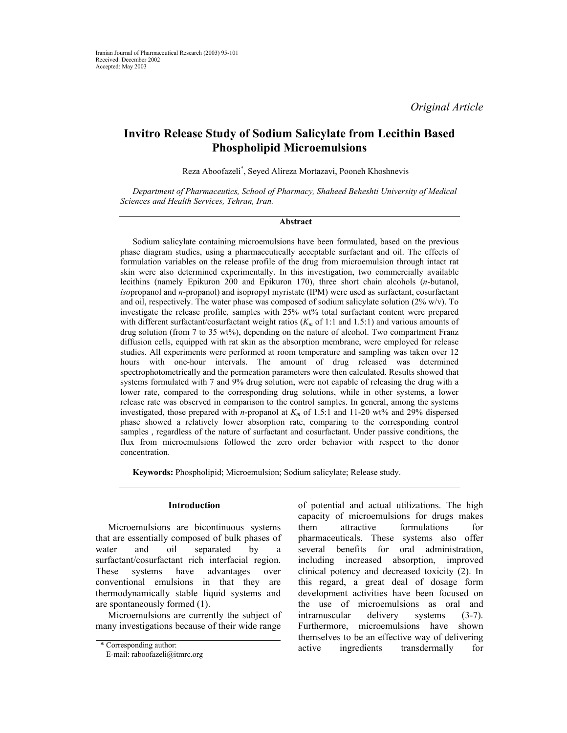Iranian Journal of Pharmaceutical Research (2003) 95-101
Received: December 2002
Accepted: May 2003

*Original Article*

# Invitro Release Study of Sodium Salicylate from Lecithin Based Phospholipid Microemulsions

Reza Aboofazeli*, Seyed Alireza Mortazavi, Pooneh Khoshnevis

*Department of Pharmaceutics, School of Pharmacy, Shaheed Beheshti University of Medical Sciences and Health Services, Tehran, Iran.*

## Abstract

Sodium salicylate containing microemulsions have been formulated, based on the previous phase diagram studies, using a pharmaceutically acceptable surfactant and oil. The effects of formulation variables on the release profile of the drug from microemulsion through intact rat skin were also determined experimentally. In this investigation, two commercially available lecithins (namely Epikuron 200 and Epikuron 170), three short chain alcohols (*n*-butanol, *iso*propanol and *n*-propanol) and isopropyl myristate (IPM) were used as surfactant, cosurfactant and oil, respectively. The water phase was composed of sodium salicylate solution (2% w/v). To investigate the release profile, samples with 25% wt% total surfactant content were prepared with different surfactant/cosurfactant weight ratios ($K_m$ of 1:1 and 1.5:1) and various amounts of drug solution (from 7 to 35 wt%), depending on the nature of alcohol. Two compartment Franz diffusion cells, equipped with rat skin as the absorption membrane, were employed for release studies. All experiments were performed at room temperature and sampling was taken over 12 hours with one-hour intervals. The amount of drug released was determined spectrophotometrically and the permeation parameters were then calculated. Results showed that systems formulated with 7 and 9% drug solution, were not capable of releasing the drug with a lower rate, compared to the corresponding drug solutions, while in other systems, a lower release rate was observed in comparison to the control samples. In general, among the systems investigated, those prepared with *n*-propanol at $K_m$ of 1.5:1 and 11-20 wt% and 29% dispersed phase showed a relatively lower absorption rate, comparing to the corresponding control samples , regardless of the nature of surfactant and cosurfactant. Under passive conditions, the flux from microemulsions followed the zero order behavior with respect to the donor concentration.

**Keywords:** Phospholipid; Microemulsion; Sodium salicylate; Release study.

## Introduction

Microemulsions are bicontinuous systems that are essentially composed of bulk phases of water and oil separated by a surfactant/cosurfactant rich interfacial region. These systems have advantages over conventional emulsions in that they are thermodynamically stable liquid systems and are spontaneously formed (1).

Microemulsions are currently the subject of many investigations because of their wide range of potential and actual utilizations. The high capacity of microemulsions for drugs makes them attractive formulations for pharmaceuticals. These systems also offer several benefits for oral administration, including increased absorption, improved clinical potency and decreased toxicity (2). In this regard, a great deal of dosage form development activities have been focused on the use of microemulsions as oral and intramuscular delivery systems (3-7). Furthermore, microemulsions have shown themselves to be an effective way of delivering active ingredients transdermally for

* Corresponding author:
E-mail: raboofazeli@itmrc.org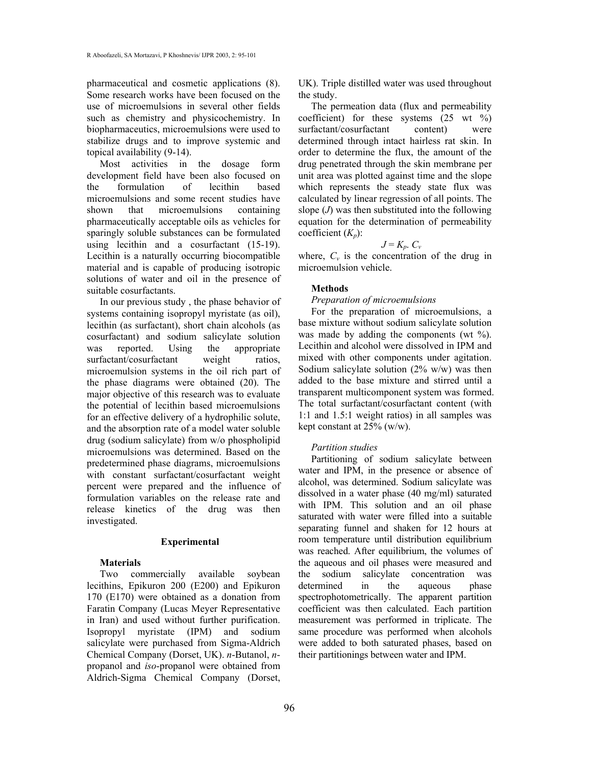pharmaceutical and cosmetic applications (8). Some research works have been focused on the use of microemulsions in several other fields such as chemistry and physicochemistry. In biopharmaceutics, microemulsions were used to stabilize drugs and to improve systemic and topical availability (9-14).

Most activities in the dosage form development field have been also focused on the formulation of lecithin based microemulsions and some recent studies have shown that microemulsions containing pharmaceutically acceptable oils as vehicles for sparingly soluble substances can be formulated using lecithin and a cosurfactant (15-19). Lecithin is a naturally occurring biocompatible material and is capable of producing isotropic solutions of water and oil in the presence of suitable cosurfactants.

In our previous study , the phase behavior of systems containing isopropyl myristate (as oil), lecithin (as surfactant), short chain alcohols (as cosurfactant) and sodium salicylate solution was reported. Using the appropriate surfactant/cosurfactant weight ratios, microemulsion systems in the oil rich part of the phase diagrams were obtained (20). The major objective of this research was to evaluate the potential of lecithin based microemulsions for an effective delivery of a hydrophilic solute, and the absorption rate of a model water soluble drug (sodium salicylate) from w/o phospholipid microemulsions was determined. Based on the predetermined phase diagrams, microemulsions with constant surfactant/cosurfactant weight percent were prepared and the influence of formulation variables on the release rate and release kinetics of the drug was then investigated.

## Experimental

### Materials

Two commercially available soybean lecithins, Epikuron 200 (E200) and Epikuron 170 (E170) were obtained as a donation from Faratin Company (Lucas Meyer Representative in Iran) and used without further purification. Isopropyl myristate (IPM) and sodium salicylate were purchased from Sigma-Aldrich Chemical Company (Dorset, UK). *n*-Butanol, *n*-propanol and *iso*-propanol were obtained from Aldrich-Sigma Chemical Company (Dorset, UK). Triple distilled water was used throughout the study.

The permeation data (flux and permeability coefficient) for these systems (25 wt %) surfactant/cosurfactant content) were determined through intact hairless rat skin. In order to determine the flux, the amount of the drug penetrated through the skin membrane per unit area was plotted against time and the slope which represents the steady state flux was calculated by linear regression of all points. The slope ($J$) was then substituted into the following equation for the determination of permeability coefficient ($K_p$):

$$J = K_p . C_v$$

where, $C_v$ is the concentration of the drug in microemulsion vehicle.

### Methods

*Preparation of microemulsions*

For the preparation of microemulsions, a base mixture without sodium salicylate solution was made by adding the components (wt %). Lecithin and alcohol were dissolved in IPM and mixed with other components under agitation. Sodium salicylate solution (2% w/w) was then added to the base mixture and stirred until a transparent multicomponent system was formed. The total surfactant/cosurfactant content (with 1:1 and 1.5:1 weight ratios) in all samples was kept constant at 25% (w/w).

*Partition studies*

Partitioning of sodium salicylate between water and IPM, in the presence or absence of alcohol, was determined. Sodium salicylate was dissolved in a water phase (40 mg/ml) saturated with IPM. This solution and an oil phase saturated with water were filled into a suitable separating funnel and shaken for 12 hours at room temperature until distribution equilibrium was reached. After equilibrium, the volumes of the aqueous and oil phases were measured and the sodium salicylate concentration was determined in the aqueous phase spectrophotometrically. The apparent partition coefficient was then calculated. Each partition measurement was performed in triplicate. The same procedure was performed when alcohols were added to both saturated phases, based on their partitionings between water and IPM.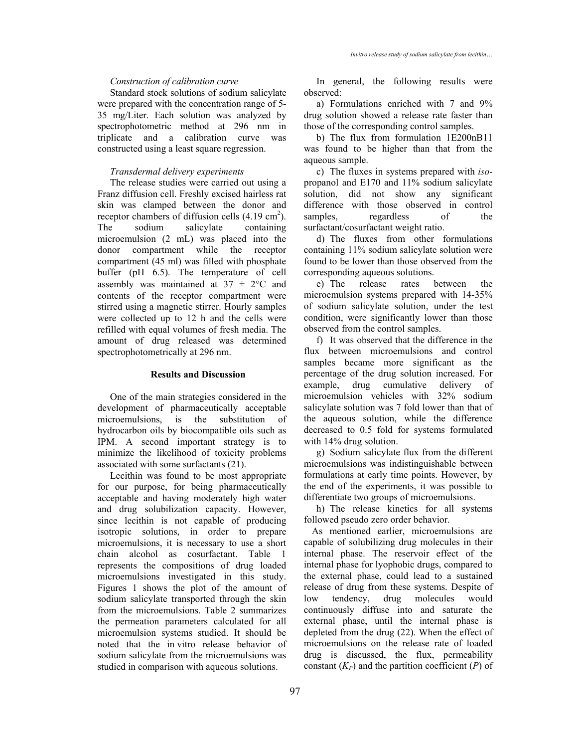*Construction of calibration curve*

Standard stock solutions of sodium salicylate were prepared with the concentration range of 5-35 mg/Liter. Each solution was analyzed by spectrophotometric method at 296 nm in triplicate and a calibration curve was constructed using a least square regression.

*Transdermal delivery experiments*

The release studies were carried out using a Franz diffusion cell. Freshly excised hairless rat skin was clamped between the donor and receptor chambers of diffusion cells (4.19 $cm^2$). The sodium salicylate containing microemulsion (2 mL) was placed into the donor compartment while the receptor compartment (45 ml) was filled with phosphate buffer (pH 6.5). The temperature of cell assembly was maintained at 37 ± 2°C and contents of the receptor compartment were stirred using a magnetic stirrer. Hourly samples were collected up to 12 h and the cells were refilled with equal volumes of fresh media. The amount of drug released was determined spectrophotometrically at 296 nm.

## Results and Discussion

One of the main strategies considered in the development of pharmaceutically acceptable microemulsions, is the substitution of hydrocarbon oils by biocompatible oils such as IPM. A second important strategy is to minimize the likelihood of toxicity problems associated with some surfactants (21).

Lecithin was found to be most appropriate for our purpose, for being pharmaceutically acceptable and having moderately high water and drug solubilization capacity. However, since lecithin is not capable of producing isotropic solutions, in order to prepare microemulsions, it is necessary to use a short chain alcohol as cosurfactant. Table 1 represents the compositions of drug loaded microemulsions investigated in this study. Figures 1 shows the plot of the amount of sodium salicylate transported through the skin from the microemulsions. Table 2 summarizes the permeation parameters calculated for all microemulsion systems studied. It should be noted that the in vitro release behavior of sodium salicylate from the microemulsions was studied in comparison with aqueous solutions.

In general, the following results were observed:

a) Formulations enriched with 7 and 9% drug solution showed a release rate faster than those of the corresponding control samples.

b) The flux from formulation 1E200nB11 was found to be higher than that from the aqueous sample.

c) The fluxes in systems prepared with *iso*-propanol and E170 and 11% sodium salicylate solution, did not show any significant difference with those observed in control samples, regardless of the surfactant/cosurfactant weight ratio.

d) The fluxes from other formulations containing 11% sodium salicylate solution were found to be lower than those observed from the corresponding aqueous solutions.

e) The release rates between the microemulsion systems prepared with 14-35% of sodium salicylate solution, under the test condition, were significantly lower than those observed from the control samples.

f) It was observed that the difference in the flux between microemulsions and control samples became more significant as the percentage of the drug solution increased. For example, drug cumulative delivery of microemulsion vehicles with 32% sodium salicylate solution was 7 fold lower than that of the aqueous solution, while the difference decreased to 0.5 fold for systems formulated with 14% drug solution.

g) Sodium salicylate flux from the different microemulsions was indistinguishable between formulations at early time points. However, by the end of the experiments, it was possible to differentiate two groups of microemulsions.

h) The release kinetics for all systems followed pseudo zero order behavior.

As mentioned earlier, microemulsions are capable of solubilizing drug molecules in their internal phase. The reservoir effect of the internal phase for lyophobic drugs, compared to the external phase, could lead to a sustained release of drug from these systems. Despite of low tendency, drug molecules would continuously diffuse into and saturate the external phase, until the internal phase is depleted from the drug (22). When the effect of microemulsions on the release rate of loaded drug is discussed, the flux, permeability constant ($K_P$) and the partition coefficient ($P$) of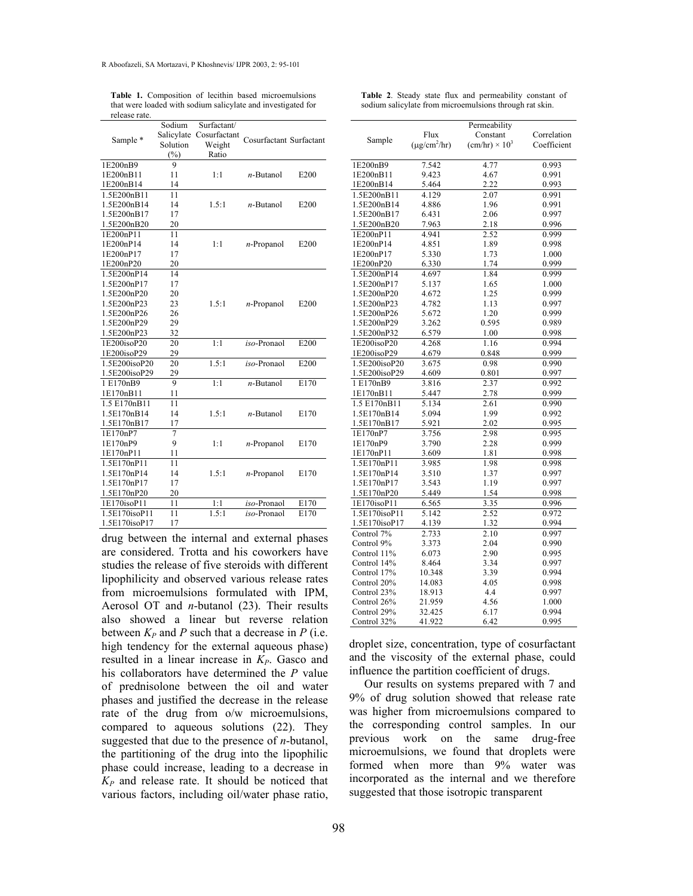**Table 1.** Composition of lecithin based microemulsions that were loaded with sodium salicylate and investigated for release rate.

| Sample * | Sodium Salicylate Solution (%) | Surfactant/ Cosurfactant Weight Ratio | Cosurfactant | Surfactant |
|---|---|---|---|---|
| 1E200nB9 | 9 | | | |
| 1E200nB11 | 11 | 1:1 | *n*-Butanol | E200 |
| 1E200nB14 | 14 | | | |
| 1.5E200nB11 | 11 | | | |
| 1.5E200nB14 | 14 | 1.5:1 | *n*-Butanol | E200 |
| 1.5E200nB17 | 17 | | | |
| 1.5E200nB20 | 20 | | | |
| 1E200nP11 | 11 | | | |
| 1E200nP14 | 14 | 1:1 | *n*-Propanol | E200 |
| 1E200nP17 | 17 | | | |
| 1E200nP20 | 20 | | | |
| 1.5E200nP14 | 14 | | | |
| 1.5E200nP17 | 17 | | | |
| 1.5E200nP20 | 20 | | | |
| 1.5E200nP23 | 23 | 1.5:1 | *n*-Propanol | E200 |
| 1.5E200nP26 | 26 | | | |
| 1.5E200nP29 | 29 | | | |
| 1.5E200nP23 | 32 | | | |
| 1E200isoP20 | 20 | 1:1 | *iso*-Pronaol | E200 |
| 1E200isoP29 | 29 | | | |
| 1.5E200isoP20 | 20 | 1.5:1 | *iso*-Pronaol | E200 |
| 1.5E200isoP29 | 29 | | | |
| 1 E170nB9 | 9 | 1:1 | *n*-Butanol | E170 |
| 1E170nB11 | 11 | | | |
| 1.5 E170nB11 | 11 | | | |
| 1.5E170nB14 | 14 | 1.5:1 | *n*-Butanol | E170 |
| 1.5E170nB17 | 17 | | | |
| 1E170nP7 | 7 | | | |
| 1E170nP9 | 9 | 1:1 | *n*-Propanol | E170 |
| 1E170nP11 | 11 | | | |
| 1.5E170nP11 | 11 | | | |
| 1.5E170nP14 | 14 | 1.5:1 | *n*-Propanol | E170 |
| 1.5E170nP17 | 17 | | | |
| 1.5E170nP20 | 20 | | | |
| 1E170isoP11 | 11 | 1:1 | *iso*-Pronaol | E170 |
| 1.5E170isoP11 | 11 | 1.5:1 | *iso*-Pronaol | E170 |
| 1.5E170isoP17 | 17 | | | |

drug between the internal and external phases are considered. Trotta and his coworkers have studies the release of five steroids with different lipophilicity and observed various release rates from microemulsions formulated with IPM, Aerosol OT and *n*-butanol (23). Their results also showed a linear but reverse relation between $K_P$ and $P$ such that a decrease in $P$ (i.e. high tendency for the external aqueous phase) resulted in a linear increase in $K_P$. Gasco and his collaborators have determined the $P$ value of prednisolone between the oil and water phases and justified the decrease in the release rate of the drug from o/w microemulsions, compared to aqueous solutions (22). They suggested that due to the presence of *n*-butanol, the partitioning of the drug into the lipophilic phase could increase, leading to a decrease in $K_P$ and release rate. It should be noticed that various factors, including oil/water phase ratio, droplet size, concentration, type of cosurfactant and the viscosity of the external phase, could influence the partition coefficient of drugs.

**Table 2**. Steady state flux and permeability constant of sodium salicylate from microemulsions through rat skin.

| Sample | Flux ($\mu g/cm^2/hr$) | Permeability Constant ($(cm/hr) \times 10^3$) | Correlation Coefficient |
|---|---|---|---|
| 1E200nB9 | 7.542 | 4.77 | 0.993 |
| 1E200nB11 | 9.423 | 4.67 | 0.991 |
| 1E200nB14 | 5.464 | 2.22 | 0.993 |
| 1.5E200nB11 | 4.129 | 2.07 | 0.991 |
| 1.5E200nB14 | 4.886 | 1.96 | 0.991 |
| 1.5E200nB17 | 6.431 | 2.06 | 0.997 |
| 1.5E200nB20 | 7.963 | 2.18 | 0.996 |
| 1E200nP11 | 4.941 | 2.52 | 0.999 |
| 1E200nP14 | 4.851 | 1.89 | 0.998 |
| 1E200nP17 | 5.330 | 1.73 | 1.000 |
| 1E200nP20 | 6.330 | 1.74 | 0.999 |
| 1.5E200nP14 | 4.697 | 1.84 | 0.999 |
| 1.5E200nP17 | 5.137 | 1.65 | 1.000 |
| 1.5E200nP20 | 4.672 | 1.25 | 0.999 |
| 1.5E200nP23 | 4.782 | 1.13 | 0.997 |
| 1.5E200nP26 | 5.672 | 1.20 | 0.999 |
| 1.5E200nP29 | 3.262 | 0.595 | 0.989 |
| 1.5E200nP32 | 6.579 | 1.00 | 0.998 |
| 1E200isoP20 | 4.268 | 1.16 | 0.994 |
| 1E200isoP29 | 4.679 | 0.848 | 0.999 |
| 1.5E200isoP20 | 3.675 | 0.98 | 0.990 |
| 1.5E200isoP29 | 4.609 | 0.801 | 0.997 |
| 1 E170nB9 | 3.816 | 2.37 | 0.992 |
| 1E170nB11 | 5.447 | 2.78 | 0.999 |
| 1.5 E170nB11 | 5.134 | 2.61 | 0.990 |
| 1.5E170nB14 | 5.094 | 1.99 | 0.992 |
| 1.5E170nB17 | 5.921 | 2.02 | 0.995 |
| 1E170nP7 | 3.756 | 2.98 | 0.995 |
| 1E170nP9 | 3.790 | 2.28 | 0.999 |
| 1E170nP11 | 3.609 | 1.81 | 0.998 |
| 1.5E170nP11 | 3.985 | 1.98 | 0.998 |
| 1.5E170nP14 | 3.510 | 1.37 | 0.997 |
| 1.5E170nP17 | 3.543 | 1.19 | 0.997 |
| 1.5E170nP20 | 5.449 | 1.54 | 0.998 |
| 1E170isoP11 | 6.565 | 3.35 | 0.996 |
| 1.5E170isoP11 | 5.142 | 2.52 | 0.972 |
| 1.5E170isoP17 | 4.139 | 1.32 | 0.994 |
| Control 7% | 2.733 | 2.10 | 0.997 |
| Control 9% | 3.373 | 2.04 | 0.990 |
| Control 11% | 6.073 | 2.90 | 0.995 |
| Control 14% | 8.464 | 3.34 | 0.997 |
| Control 17% | 10.348 | 3.39 | 0.994 |
| Control 20% | 14.083 | 4.05 | 0.998 |
| Control 23% | 18.913 | 4.4 | 0.997 |
| Control 26% | 21.959 | 4.56 | 1.000 |
| Control 29% | 32.425 | 6.17 | 0.994 |
| Control 32% | 41.922 | 6.42 | 0.995 |

Our results on systems prepared with 7 and 9% of drug solution showed that release rate was higher from microemulsions compared to the corresponding control samples. In our previous work on the same drug-free microemulsions, we found that droplets were formed when more than 9% water was incorporated as the internal and we therefore suggested that those isotropic transparent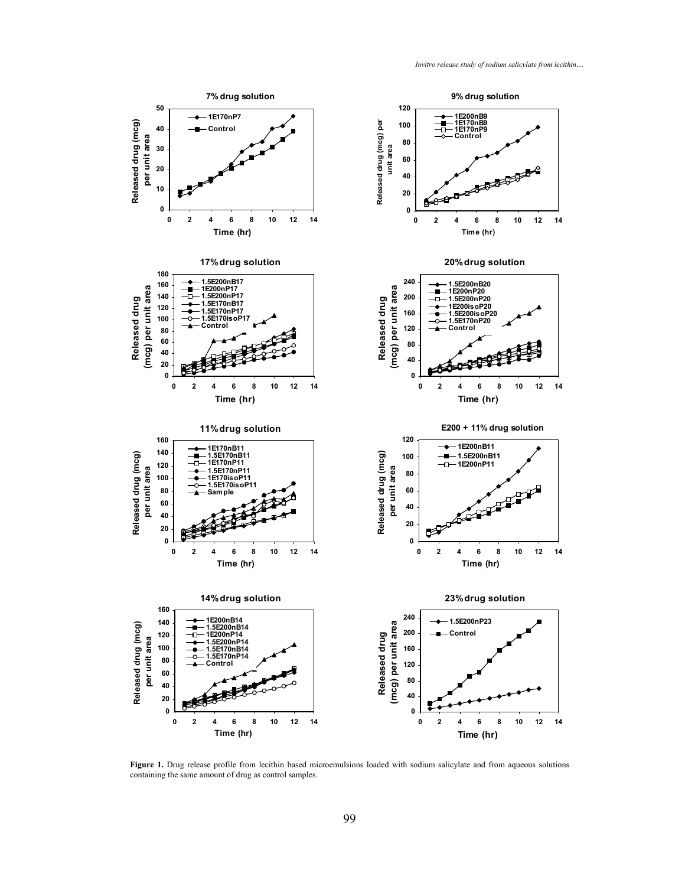**Figure 1.** Drug release profile from lecithin based microemulsions loaded with sodium salicylate and from aqueous solutions containing the same amount of drug as control samples.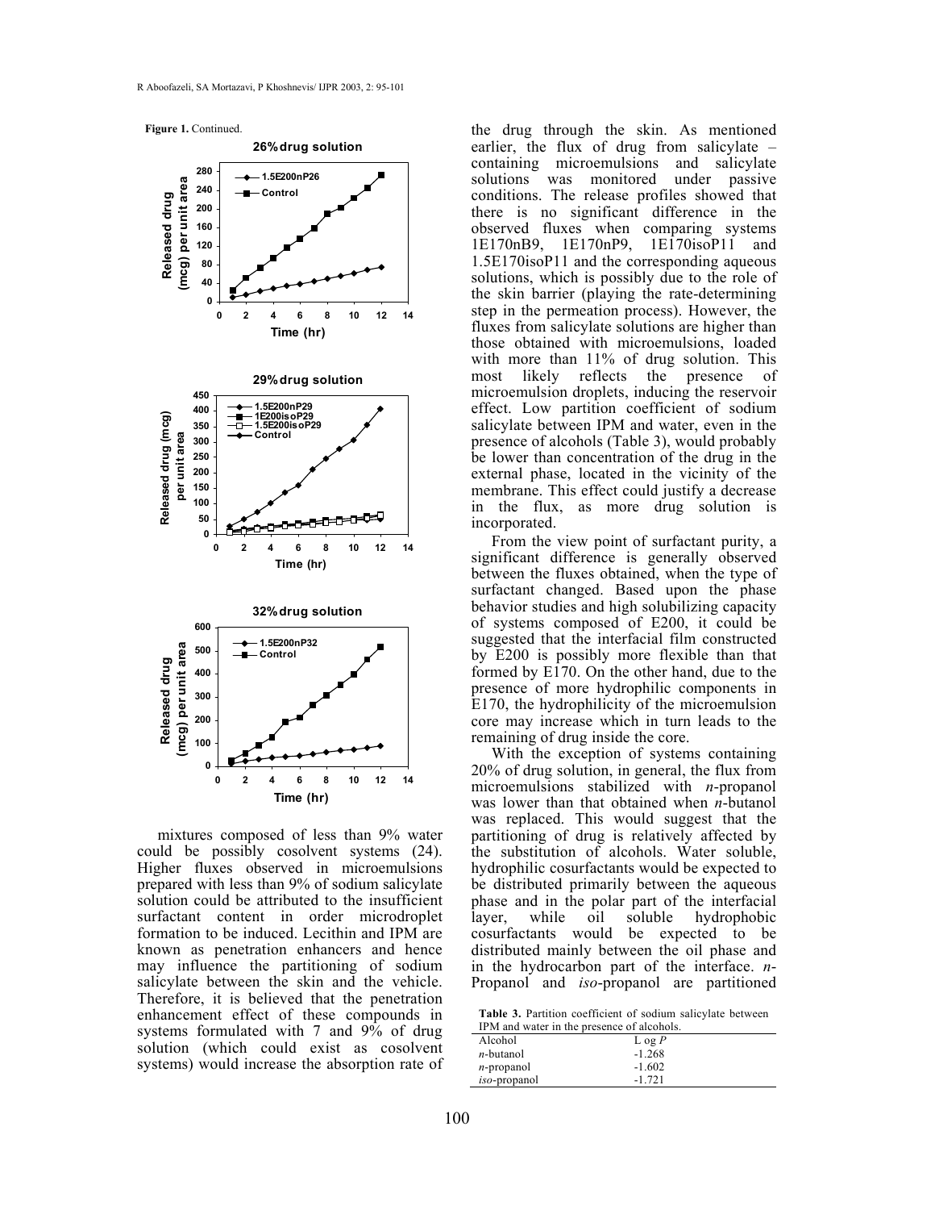**Figure 1.** Continued.

mixtures composed of less than 9% water could be possibly cosolvent systems (24). Higher fluxes observed in microemulsions prepared with less than 9% of sodium salicylate solution could be attributed to the insufficient surfactant content in order microdroplet formation to be induced. Lecithin and IPM are known as penetration enhancers and hence may influence the partitioning of sodium salicylate between the skin and the vehicle. Therefore, it is believed that the penetration enhancement effect of these compounds in systems formulated with 7 and 9% of drug solution (which could exist as cosolvent systems) would increase the absorption rate of the drug through the skin. As mentioned earlier, the flux of drug from salicylate – containing microemulsions and salicylate solutions was monitored under passive conditions. The release profiles showed that there is no significant difference in the observed fluxes when comparing systems 1E170nB9, 1E170nP9, 1E170isoP11 and 1.5E170isoP11 and the corresponding aqueous solutions, which is possibly due to the role of the skin barrier (playing the rate-determining step in the permeation process). However, the fluxes from salicylate solutions are higher than those obtained with microemulsions, loaded with more than 11% of drug solution. This most likely reflects the presence of microemulsion droplets, inducing the reservoir effect. Low partition coefficient of sodium salicylate between IPM and water, even in the presence of alcohols (Table 3), would probably be lower than concentration of the drug in the external phase, located in the vicinity of the membrane. This effect could justify a decrease in the flux, as more drug solution is incorporated.

From the view point of surfactant purity, a significant difference is generally observed between the fluxes obtained, when the type of surfactant changed. Based upon the phase behavior studies and high solubilizing capacity of systems composed of E200, it could be suggested that the interfacial film constructed by E200 is possibly more flexible than that formed by E170. On the other hand, due to the presence of more hydrophilic components in E170, the hydrophilicity of the microemulsion core may increase which in turn leads to the remaining of drug inside the core.

With the exception of systems containing 20% of drug solution, in general, the flux from microemulsions stabilized with *n*-propanol was lower than that obtained when *n*-butanol was replaced. This would suggest that the partitioning of drug is relatively affected by the substitution of alcohols. Water soluble, hydrophilic cosurfactants would be expected to be distributed primarily between the aqueous phase and in the polar part of the interfacial layer, while oil soluble hydrophobic cosurfactants would be expected to be distributed mainly between the oil phase and in the hydrocarbon part of the interface. *n*-Propanol and *iso*-propanol are partitioned

**Table 3.** Partition coefficient of sodium salicylate between IPM and water in the presence of alcohols.

| Alcohol | L og $P$ |
|---|---|
| *n*-butanol | -1.268 |
| *n*-propanol | -1.602 |
| *iso*-propanol | -1.721 |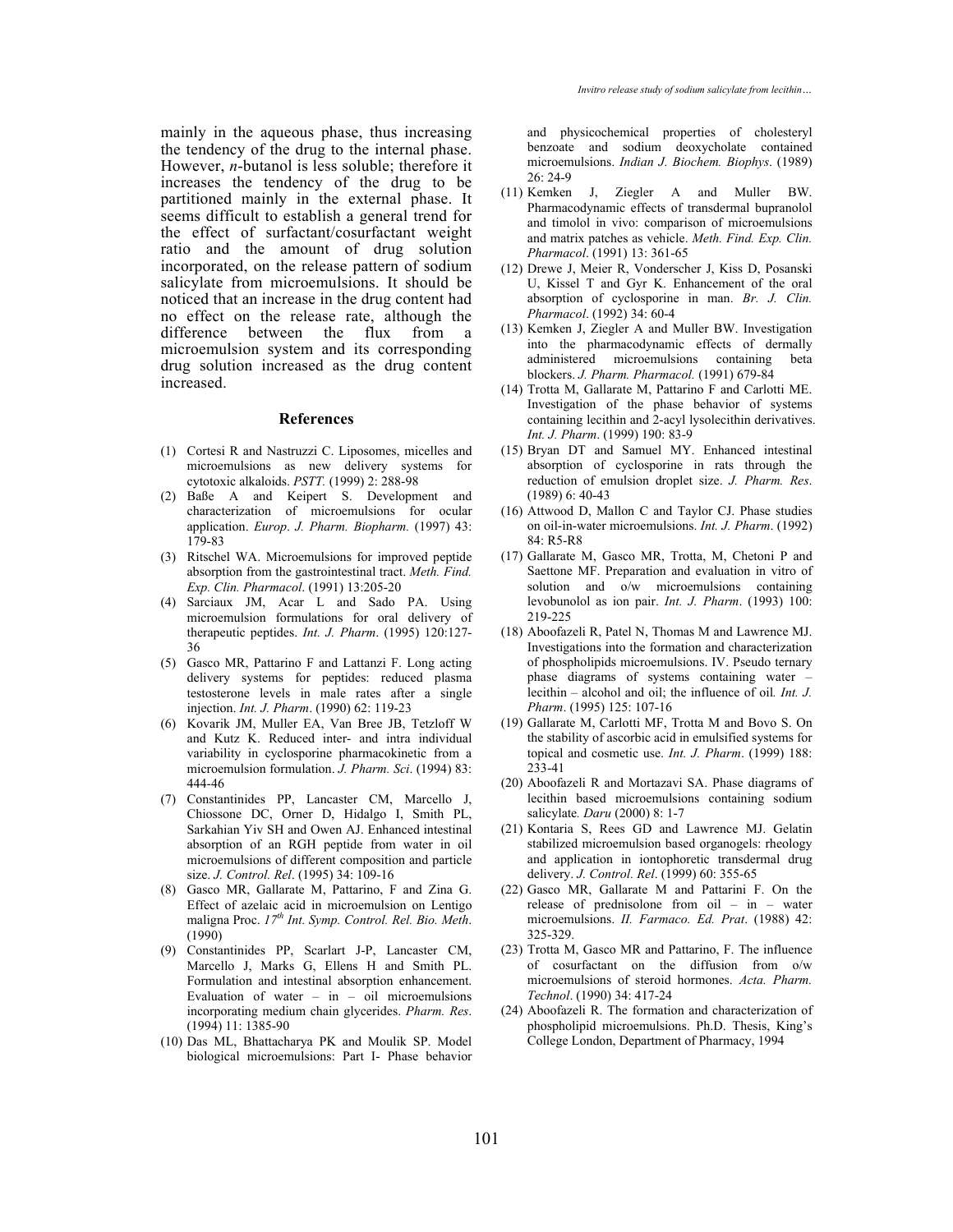mainly in the aqueous phase, thus increasing the tendency of the drug to the internal phase. However, *n*-butanol is less soluble; therefore it increases the tendency of the drug to be partitioned mainly in the external phase. It seems difficult to establish a general trend for the effect of surfactant/cosurfactant weight ratio and the amount of drug solution incorporated, on the release pattern of sodium salicylate from microemulsions. It should be noticed that an increase in the drug content had no effect on the release rate, although the difference between the flux from a microemulsion system and its corresponding drug solution increased as the drug content increased.

## References

(1) Cortesi R and Nastruzzi C. Liposomes, micelles and microemulsions as new delivery systems for cytotoxic alkaloids. *PSTT.* (1999) 2: 288-98

(2) Baße A and Keipert S. Development and characterization of microemulsions for ocular application. *Europ. J. Pharm. Biopharm.* (1997) 43: 179-83

(3) Ritschel WA. Microemulsions for improved peptide absorption from the gastrointestinal tract. *Meth. Find. Exp. Clin. Pharmacol*. (1991) 13:205-20

(4) Sarciaux JM, Acar L and Sado PA. Using microemulsion formulations for oral delivery of therapeutic peptides. *Int. J. Pharm*. (1995) 120:127-36

(5) Gasco MR, Pattarino F and Lattanzi F. Long acting delivery systems for peptides: reduced plasma testosterone levels in male rates after a single injection. *Int. J. Pharm*. (1990) 62: 119-23

(6) Kovarik JM, Muller EA, Van Bree JB, Tetzloff W and Kutz K. Reduced inter- and intra individual variability in cyclosporine pharmacokinetic from a microemulsion formulation. *J. Pharm. Sci*. (1994) 83: 444-46

(7) Constantinides PP, Lancaster CM, Marcello J, Chiossone DC, Orner D, Hidalgo I, Smith PL, Sarkahian Yiv SH and Owen AJ. Enhanced intestinal absorption of an RGH peptide from water in oil microemulsions of different composition and particle size. *J. Control. Rel*. (1995) 34: 109-16

(8) Gasco MR, Gallarate M, Pattarino, F and Zina G. Effect of azelaic acid in microemulsion on Lentigo maligna Proc. *17th Int. Symp. Control. Rel. Bio. Meth*. (1990)

(9) Constantinides PP, Scarlart J-P, Lancaster CM, Marcello J, Marks G, Ellens H and Smith PL. Formulation and intestinal absorption enhancement. Evaluation of water – in – oil microemulsions incorporating medium chain glycerides. *Pharm. Res*. (1994) 11: 1385-90

(10) Das ML, Bhattacharya PK and Moulik SP. Model biological microemulsions: Part I- Phase behavior and physicochemical properties of cholesteryl benzoate and sodium deoxycholate contained microemulsions. *Indian J. Biochem. Biophys*. (1989) 26: 24-9

(11) Kemken J, Ziegler A and Muller BW. Pharmacodynamic effects of transdermal bupranolol and timolol in vivo: comparison of microemulsions and matrix patches as vehicle. *Meth. Find. Exp. Clin. Pharmacol*. (1991) 13: 361-65

(12) Drewe J, Meier R, Vonderscher J, Kiss D, Posanski U, Kissel T and Gyr K. Enhancement of the oral absorption of cyclosporine in man. *Br. J. Clin. Pharmacol*. (1992) 34: 60-4

(13) Kemken J, Ziegler A and Muller BW. Investigation into the pharmacodynamic effects of dermally administered microemulsions containing beta blockers. *J. Pharm. Pharmacol.* (1991) 679-84

(14) Trotta M, Gallarate M, Pattarino F and Carlotti ME. Investigation of the phase behavior of systems containing lecithin and 2-acyl lysolecithin derivatives. *Int. J. Pharm*. (1999) 190: 83-9

(15) Bryan DT and Samuel MY. Enhanced intestinal absorption of cyclosporine in rats through the reduction of emulsion droplet size. *J. Pharm. Res*. (1989) 6: 40-43

(16) Attwood D, Mallon C and Taylor CJ. Phase studies on oil-in-water microemulsions. *Int. J. Pharm*. (1992) 84: R5-R8

(17) Gallarate M, Gasco MR, Trotta, M, Chetoni P and Saettone MF. Preparation and evaluation in vitro of solution and o/w microemulsions containing levobunolol as ion pair. *Int. J. Pharm*. (1993) 100: 219-225

(18) Aboofazeli R, Patel N, Thomas M and Lawrence MJ. Investigations into the formation and characterization of phospholipids microemulsions. IV. Pseudo ternary phase diagrams of systems containing water – lecithin – alcohol and oil; the influence of oil*. Int. J. Pharm*. (1995) 125: 107-16

(19) Gallarate M, Carlotti MF, Trotta M and Bovo S. On the stability of ascorbic acid in emulsified systems for topical and cosmetic use. *Int. J. Pharm*. (1999) 188: 233-41

(20) Aboofazeli R and Mortazavi SA. Phase diagrams of lecithin based microemulsions containing sodium salicylate*. Daru* (2000) 8: 1-7

(21) Kontaria S, Rees GD and Lawrence MJ. Gelatin stabilized microemulsion based organogels: rheology and application in iontophoretic transdermal drug delivery. *J. Control. Rel*. (1999) 60: 355-65

(22) Gasco MR, Gallarate M and Pattarini F. On the release of prednisolone from oil – in – water microemulsions. *II. Farmaco. Ed. Prat*. (1988) 42: 325-329.

(23) Trotta M, Gasco MR and Pattarino, F. The influence of cosurfactant on the diffusion from o/w microemulsions of steroid hormones. *Acta. Pharm. Technol*. (1990) 34: 417-24

(24) Aboofazeli R. The formation and characterization of phospholipid microemulsions. Ph.D. Thesis, King's College London, Department of Pharmacy, 1994